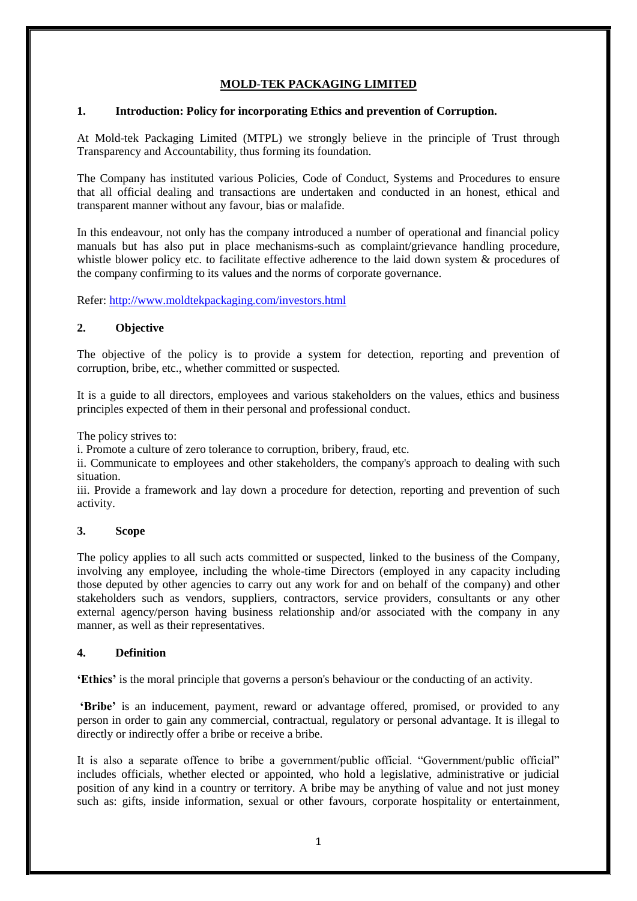# MOLD-TEK PACKAGING LIMITED

## 1. Introduction: Policy for incorporating Ethics and prevention of Corruption.

At Mold-tek Packaging Limited (MTPL) we strongly believe in the principle of Trust through Transparency and Accountability, thus forming its foundation.

The Company has instituted various Policies, Code of Conduct, Systems and Procedures to ensure that all official dealing and transactions are undertaken and conducted in an honest, ethical and transparent manner without any favour, bias or malafide.

In this endeavour, not only has the company introduced a number of operational and financial policy manuals but has also put in place mechanisms-such as complaint/grievance handling procedure, whistle blower policy etc. to facilitate effective adherence to the laid down system & procedures of the company confirming to its values and the norms of corporate governance.

Refer: [http://www.moldtekpackaging.com/investors.html](http://www.moldtekpackaging.com/investors.html)

## 2. Objective

The objective of the policy is to provide a system for detection, reporting and prevention of corruption, bribe, etc., whether committed or suspected.

It is a guide to all directors, employees and various stakeholders on the values, ethics and business principles expected of them in their personal and professional conduct.

The policy strives to:

i. Promote a culture of zero tolerance to corruption, bribery, fraud, etc.

ii. Communicate to employees and other stakeholders, the company's approach to dealing with such situation.

iii. Provide a framework and lay down a procedure for detection, reporting and prevention of such activity.

## 3. Scope

The policy applies to all such acts committed or suspected, linked to the business of the Company, involving any employee, including the whole-time Directors (employed in any capacity including those deputed by other agencies to carry out any work for and on behalf of the company) and other stakeholders such as vendors, suppliers, contractors, service providers, consultants or any other external agency/person having business relationship and/or associated with the company in any manner, as well as their representatives.

## 4. Definition

**'Ethics'** is the moral principle that governs a person's behaviour or the conducting of an activity.

**'Bribe'** is an inducement, payment, reward or advantage offered, promised, or provided to any person in order to gain any commercial, contractual, regulatory or personal advantage. It is illegal to directly or indirectly offer a bribe or receive a bribe.

It is also a separate offence to bribe a government/public official. "Government/public official" includes officials, whether elected or appointed, who hold a legislative, administrative or judicial position of any kind in a country or territory. A bribe may be anything of value and not just money such as: gifts, inside information, sexual or other favours, corporate hospitality or entertainment,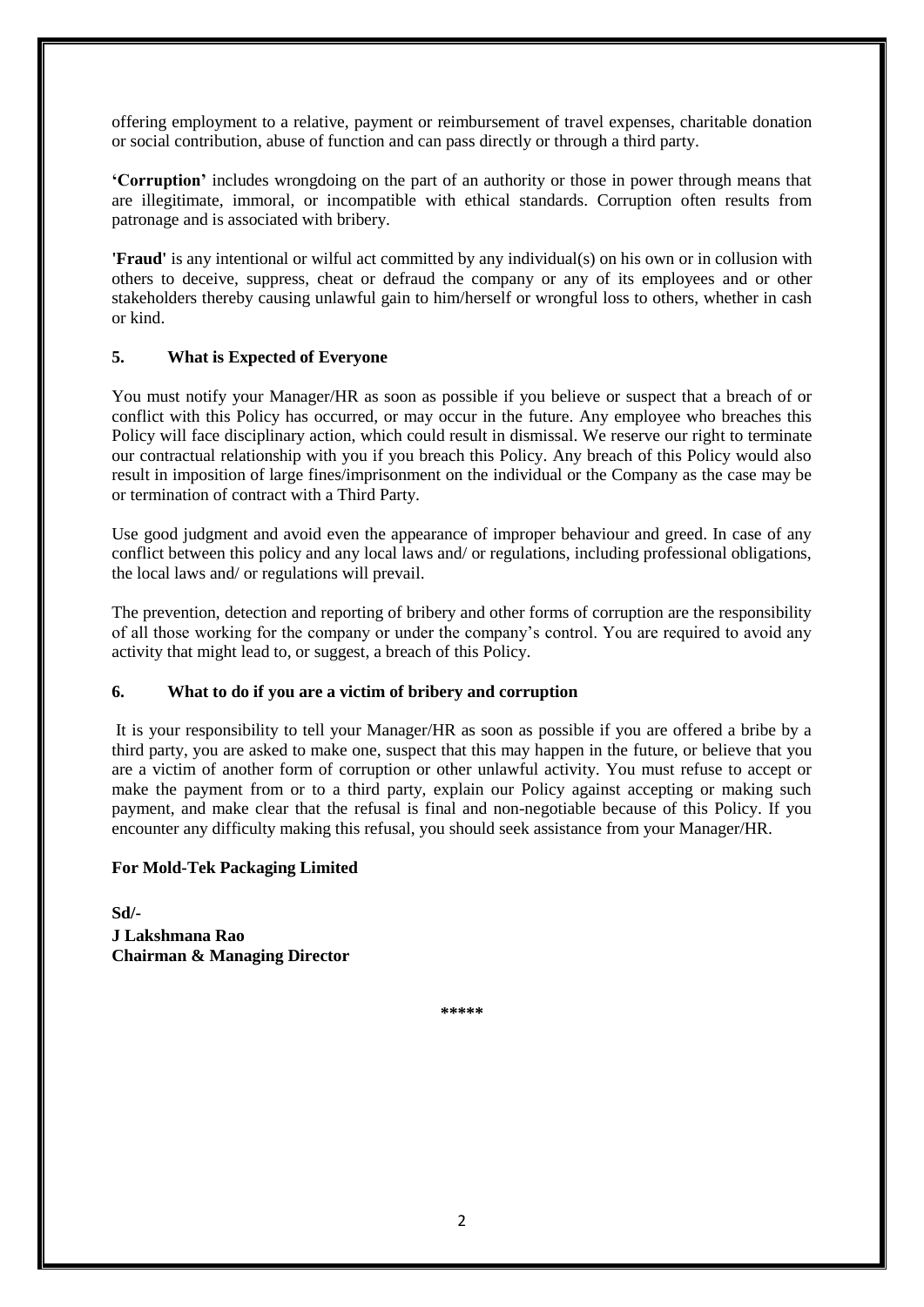offering employment to a relative, payment or reimbursement of travel expenses, charitable donation or social contribution, abuse of function and can pass directly or through a third party.

**'Corruption'** includes wrongdoing on the part of an authority or those in power through means that are illegitimate, immoral, or incompatible with ethical standards. Corruption often results from patronage and is associated with bribery.

**'Fraud'** is any intentional or wilful act committed by any individual(s) on his own or in collusion with others to deceive, suppress, cheat or defraud the company or any of its employees and or other stakeholders thereby causing unlawful gain to him/herself or wrongful loss to others, whether in cash or kind.

### 5. What is Expected of Everyone

You must notify your Manager/HR as soon as possible if you believe or suspect that a breach of or conflict with this Policy has occurred, or may occur in the future. Any employee who breaches this Policy will face disciplinary action, which could result in dismissal. We reserve our right to terminate our contractual relationship with you if you breach this Policy. Any breach of this Policy would also result in imposition of large fines/imprisonment on the individual or the Company as the case may be or termination of contract with a Third Party.

Use good judgment and avoid even the appearance of improper behaviour and greed. In case of any conflict between this policy and any local laws and/ or regulations, including professional obligations, the local laws and/ or regulations will prevail.

The prevention, detection and reporting of bribery and other forms of corruption are the responsibility of all those working for the company or under the company's control. You are required to avoid any activity that might lead to, or suggest, a breach of this Policy.

### 6. What to do if you are a victim of bribery and corruption

It is your responsibility to tell your Manager/HR as soon as possible if you are offered a bribe by a third party, you are asked to make one, suspect that this may happen in the future, or believe that you are a victim of another form of corruption or other unlawful activity. You must refuse to accept or make the payment from or to a third party, explain our Policy against accepting or making such payment, and make clear that the refusal is final and non-negotiable because of this Policy. If you encounter any difficulty making this refusal, you should seek assistance from your Manager/HR.

**For Mold-Tek Packaging Limited**

**Sd/-**
**J Lakshmana Rao**
**Chairman & Managing Director**

\*\*\*\*\*